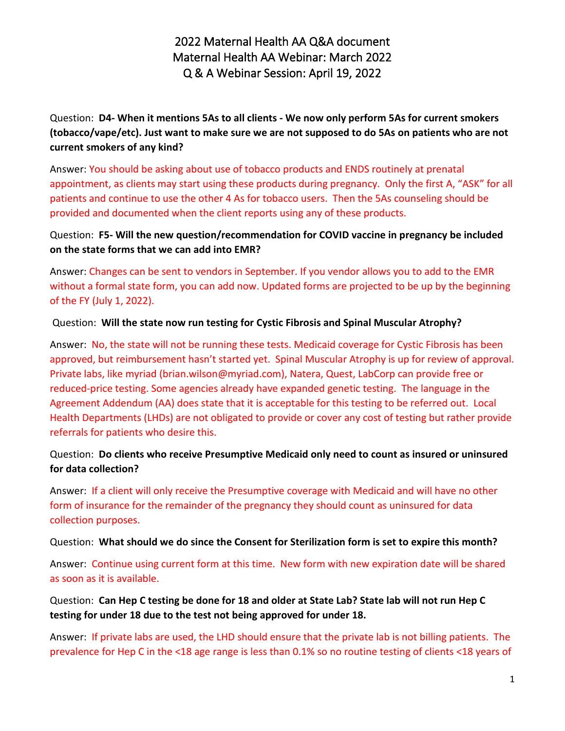# 2022 Maternal Health AA Q&A document
## Maternal Health AA Webinar: March 2022
## Q & A Webinar Session: April 19, 2022

Question: **D4- When it mentions 5As to all clients - We now only perform 5As for current smokers (tobacco/vape/etc). Just want to make sure we are not supposed to do 5As on patients who are not current smokers of any kind?**

Answer: You should be asking about use of tobacco products and ENDS routinely at prenatal appointment, as clients may start using these products during pregnancy. Only the first A, "ASK" for all patients and continue to use the other 4 As for tobacco users. Then the 5As counseling should be provided and documented when the client reports using any of these products.

Question: **F5- Will the new question/recommendation for COVID vaccine in pregnancy be included on the state forms that we can add into EMR?**

Answer: Changes can be sent to vendors in September. If you vendor allows you to add to the EMR without a formal state form, you can add now. Updated forms are projected to be up by the beginning of the FY (July 1, 2022).

Question: **Will the state now run testing for Cystic Fibrosis and Spinal Muscular Atrophy?**

Answer: No, the state will not be running these tests. Medicaid coverage for Cystic Fibrosis has been approved, but reimbursement hasn't started yet. Spinal Muscular Atrophy is up for review of approval. Private labs, like myriad (brian.wilson@myriad.com), Natera, Quest, LabCorp can provide free or reduced-price testing. Some agencies already have expanded genetic testing. The language in the Agreement Addendum (AA) does state that it is acceptable for this testing to be referred out. Local Health Departments (LHDs) are not obligated to provide or cover any cost of testing but rather provide referrals for patients who desire this.

Question: **Do clients who receive Presumptive Medicaid only need to count as insured or uninsured for data collection?**

Answer: If a client will only receive the Presumptive coverage with Medicaid and will have no other form of insurance for the remainder of the pregnancy they should count as uninsured for data collection purposes.

Question: **What should we do since the Consent for Sterilization form is set to expire this month?**

Answer: Continue using current form at this time. New form with new expiration date will be shared as soon as it is available.

Question: **Can Hep C testing be done for 18 and older at State Lab? State lab will not run Hep C testing for under 18 due to the test not being approved for under 18.**

Answer: If private labs are used, the LHD should ensure that the private lab is not billing patients. The prevalence for Hep C in the <18 age range is less than 0.1% so no routine testing of clients <18 years of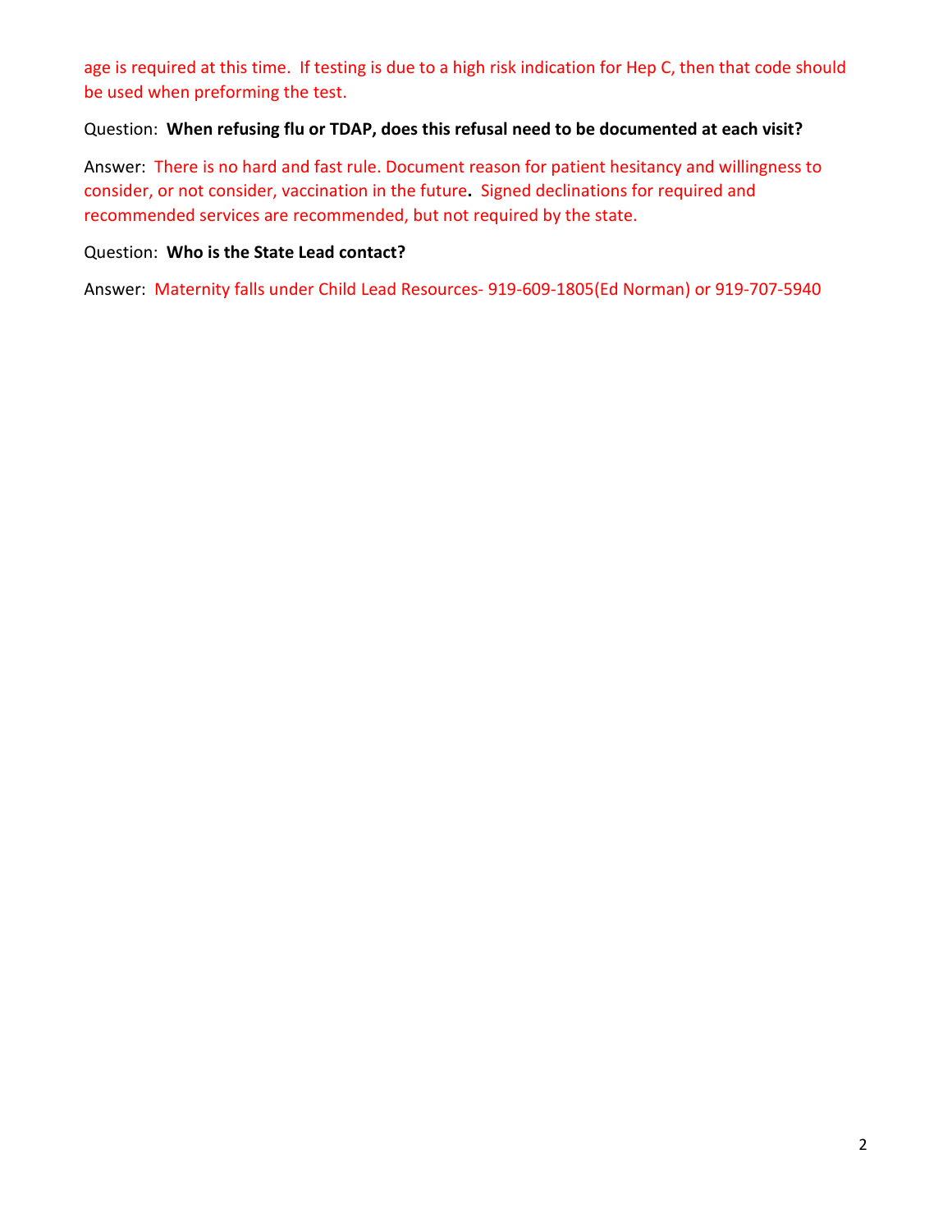age is required at this time. If testing is due to a high risk indication for Hep C, then that code should be used when preforming the test.

Question: **When refusing flu or TDAP, does this refusal need to be documented at each visit?**

Answer: There is no hard and fast rule. Document reason for patient hesitancy and willingness to consider, or not consider, vaccination in the future**.** Signed declinations for required and recommended services are recommended, but not required by the state.

Question: **Who is the State Lead contact?**

Answer: Maternity falls under Child Lead Resources- 919-609-1805(Ed Norman) or 919-707-5940